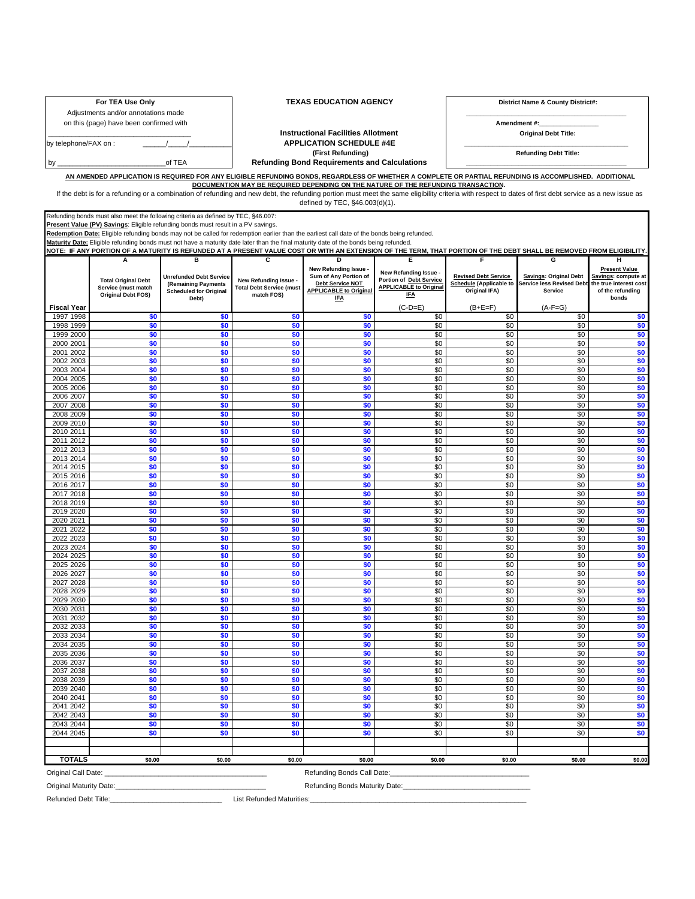| For TEA Use Only | TEXAS EDUCATION AGENCY | District Name & County District#: |
|---|---|---|
| Adjustments and/or annotations made on this (page) have been confirmed with ______________________ | | ______________________ |
| by telephone/FAX on : ____/____/________ | **Instructional Facilities Allotment** **APPLICATION SCHEDULE #4E** **(First Refunding)** | **Amendment #:**____________ **Original Debt Title:** ______________________ |
| by ______________________ of TEA | **Refunding Bond Requirements and Calculations** | **Refunding Debt Title:** ______________________ |

**AN AMENDED APPLICATION IS REQUIRED FOR ANY ELIGIBLE REFUNDING BONDS, REGARDLESS OF WHETHER A COMPLETE OR PARTIAL REFUNDING IS ACCOMPLISHED. ADDITIONAL DOCUMENTION MAY BE REQUIRED DEPENDING ON THE NATURE OF THE REFUNDING TRANSACTION.**

If the debt is for a refunding or a combination of refunding and new debt, the refunding portion must meet the same eligibility criteria with respect to dates of first debt service as a new issue as defined by TEC, §46.003(d)(1).

Refunding bonds must also meet the following criteria as defined by TEC, §46.007:

**Present Value (PV) Savings**: Eligible refunding bonds must result in a PV savings.

**Redemption Date:** Eligible refunding bonds may not be called for redemption earlier than the earliest call date of the bonds being refunded.

**Maturity Date:** Eligible refunding bonds must not have a maturity date later than the final maturity date of the bonds being refunded.

**NOTE: IF ANY PORTION OF A MATURITY IS REFUNDED AT A PRESENT VALUE COST OR WITH AN EXTENSION OF THE TERM, THAT PORTION OF THE DEBT SHALL BE REMOVED FROM ELIGIBILITY.**

| | A | B | C | D | E | F | G | H |
|---|---|---|---|---|---|---|---|---|
| | Total Original Debt Service (must match Original Debt FOS) | Unrefunded Debt Service (Remaining Payments Scheduled for Original Debt) | New Refunding Issue - Total Debt Service (must match FOS) | New Refunding Issue - Sum of Any Portion of Debt Service NOT APPLICABLE to Original IFA | New Refunding Issue - Portion of Debt Service APPLICABLE to Original IFA | Revised Debt Service Schedule (Applicable to Original IFA) | Savings: Original Debt Service less Revised Debt Service | Present Value Savings: compute at the true interest cost of the refunding bonds |
| Fiscal Year | | | | | (C-D=E) | (B+E=F) | (A-F=G) | |
| 1997 1998 | $0 | $0 | $0 | $0 | $0 | $0 | $0 | $0 |
| 1998 1999 | $0 | $0 | $0 | $0 | $0 | $0 | $0 | $0 |
| 1999 2000 | $0 | $0 | $0 | $0 | $0 | $0 | $0 | $0 |
| 2000 2001 | $0 | $0 | $0 | $0 | $0 | $0 | $0 | $0 |
| 2001 2002 | $0 | $0 | $0 | $0 | $0 | $0 | $0 | $0 |
| 2002 2003 | $0 | $0 | $0 | $0 | $0 | $0 | $0 | $0 |
| 2003 2004 | $0 | $0 | $0 | $0 | $0 | $0 | $0 | $0 |
| 2004 2005 | $0 | $0 | $0 | $0 | $0 | $0 | $0 | $0 |
| 2005 2006 | $0 | $0 | $0 | $0 | $0 | $0 | $0 | $0 |
| 2006 2007 | $0 | $0 | $0 | $0 | $0 | $0 | $0 | $0 |
| 2007 2008 | $0 | $0 | $0 | $0 | $0 | $0 | $0 | $0 |
| 2008 2009 | $0 | $0 | $0 | $0 | $0 | $0 | $0 | $0 |
| 2009 2010 | $0 | $0 | $0 | $0 | $0 | $0 | $0 | $0 |
| 2010 2011 | $0 | $0 | $0 | $0 | $0 | $0 | $0 | $0 |
| 2011 2012 | $0 | $0 | $0 | $0 | $0 | $0 | $0 | $0 |
| 2012 2013 | $0 | $0 | $0 | $0 | $0 | $0 | $0 | $0 |
| 2013 2014 | $0 | $0 | $0 | $0 | $0 | $0 | $0 | $0 |
| 2014 2015 | $0 | $0 | $0 | $0 | $0 | $0 | $0 | $0 |
| 2015 2016 | $0 | $0 | $0 | $0 | $0 | $0 | $0 | $0 |
| 2016 2017 | $0 | $0 | $0 | $0 | $0 | $0 | $0 | $0 |
| 2017 2018 | $0 | $0 | $0 | $0 | $0 | $0 | $0 | $0 |
| 2018 2019 | $0 | $0 | $0 | $0 | $0 | $0 | $0 | $0 |
| 2019 2020 | $0 | $0 | $0 | $0 | $0 | $0 | $0 | $0 |
| 2020 2021 | $0 | $0 | $0 | $0 | $0 | $0 | $0 | $0 |
| 2021 2022 | $0 | $0 | $0 | $0 | $0 | $0 | $0 | $0 |
| 2022 2023 | $0 | $0 | $0 | $0 | $0 | $0 | $0 | $0 |
| 2023 2024 | $0 | $0 | $0 | $0 | $0 | $0 | $0 | $0 |
| 2024 2025 | $0 | $0 | $0 | $0 | $0 | $0 | $0 | $0 |
| 2025 2026 | $0 | $0 | $0 | $0 | $0 | $0 | $0 | $0 |
| 2026 2027 | $0 | $0 | $0 | $0 | $0 | $0 | $0 | $0 |
| 2027 2028 | $0 | $0 | $0 | $0 | $0 | $0 | $0 | $0 |
| 2028 2029 | $0 | $0 | $0 | $0 | $0 | $0 | $0 | $0 |
| 2029 2030 | $0 | $0 | $0 | $0 | $0 | $0 | $0 | $0 |
| 2030 2031 | $0 | $0 | $0 | $0 | $0 | $0 | $0 | $0 |
| 2031 2032 | $0 | $0 | $0 | $0 | $0 | $0 | $0 | $0 |
| 2032 2033 | $0 | $0 | $0 | $0 | $0 | $0 | $0 | $0 |
| 2033 2034 | $0 | $0 | $0 | $0 | $0 | $0 | $0 | $0 |
| 2034 2035 | $0 | $0 | $0 | $0 | $0 | $0 | $0 | $0 |
| 2035 2036 | $0 | $0 | $0 | $0 | $0 | $0 | $0 | $0 |
| 2036 2037 | $0 | $0 | $0 | $0 | $0 | $0 | $0 | $0 |
| 2037 2038 | $0 | $0 | $0 | $0 | $0 | $0 | $0 | $0 |
| 2038 2039 | $0 | $0 | $0 | $0 | $0 | $0 | $0 | $0 |
| 2039 2040 | $0 | $0 | $0 | $0 | $0 | $0 | $0 | $0 |
| 2040 2041 | $0 | $0 | $0 | $0 | $0 | $0 | $0 | $0 |
| 2041 2042 | $0 | $0 | $0 | $0 | $0 | $0 | $0 | $0 |
| 2042 2043 | $0 | $0 | $0 | $0 | $0 | $0 | $0 | $0 |
| 2043 2044 | $0 | $0 | $0 | $0 | $0 | $0 | $0 | $0 |
| 2044 2045 | $0 | $0 | $0 | $0 | $0 | $0 | $0 | $0 |
| | | | | | | | | |
| | | | | | | | | |
| **TOTALS** | $0.00 | $0.00 | $0.00 | $0.00 | $0.00 | $0.00 | $0.00 | $0.00 |

Original Call Date: ______________________ Refunding Bonds Call Date: ______________________

Original Maturity Date: ______________________ Refunding Bonds Maturity Date: ______________________

Refunded Debt Title: ______________________ List Refunded Maturities: ______________________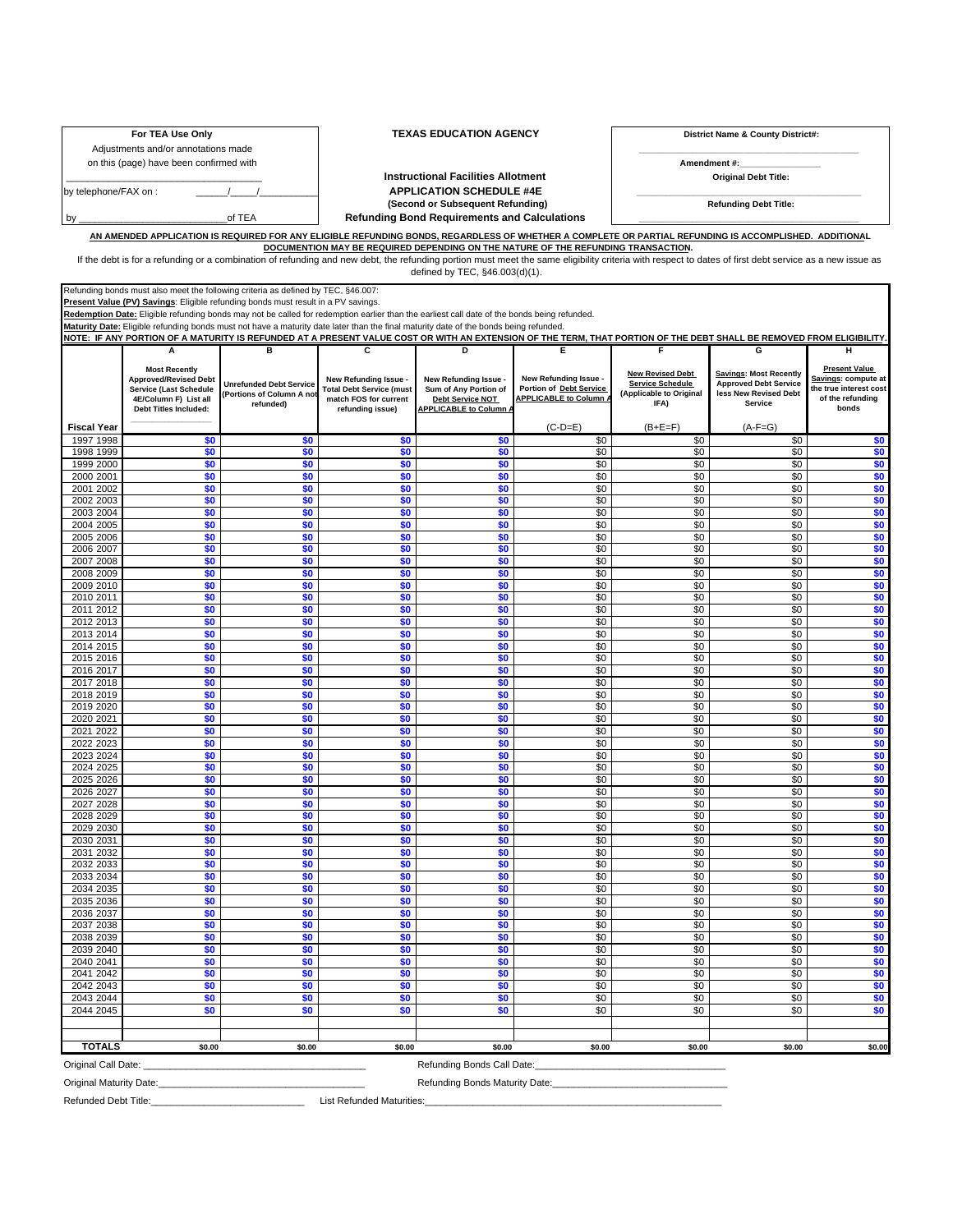| For TEA Use Only |
|---|
| Adjustments and/or annotations made on this (page) have been confirmed with |
| ___________________________________ |
| by telephone/FAX on : ______/_____/__________ |
| by __________________________of TEA |

**TEXAS EDUCATION AGENCY**

**Instructional Facilities Allotment**
**APPLICATION SCHEDULE #4E**
**(Second or Subsequent Refunding)**
**Refunding Bond Requirements and Calculations**

**District Name & County District#:** ______________________________

**Amendment #:**_______________

**Original Debt Title:** ______________________________

**Refunding Debt Title:** ______________________________

**AN AMENDED APPLICATION IS REQUIRED FOR ANY ELIGIBLE REFUNDING BONDS, REGARDLESS OF WHETHER A COMPLETE OR PARTIAL REFUNDING IS ACCOMPLISHED. ADDITIONAL DOCUMENTION MAY BE REQUIRED DEPENDING ON THE NATURE OF THE REFUNDING TRANSACTION.**

If the debt is for a refunding or a combination of refunding and new debt, the refunding portion must meet the same eligibility criteria with respect to dates of first debt service as a new issue as defined by TEC, §46.003(d)(1).

Refunding bonds must also meet the following criteria as defined by TEC, §46.007:
**Present Value (PV) Savings**: Eligible refunding bonds must result in a PV savings.
**Redemption Date:** Eligible refunding bonds may not be called for redemption earlier than the earliest call date of the bonds being refunded.
**Maturity Date:** Eligible refunding bonds must not have a maturity date later than the final maturity date of the bonds being refunded.
**NOTE: IF ANY PORTION OF A MATURITY IS REFUNDED AT A PRESENT VALUE COST OR WITH AN EXTENSION OF THE TERM, THAT PORTION OF THE DEBT SHALL BE REMOVED FROM ELIGIBILITY.**

| | A | B | C | D | E | F | G | H |
|---|---|---|---|---|---|---|---|---|
| Fiscal Year | Most Recently Approved/Revised Debt Service (Last Schedule 4E/Column F) List all Debt Titles Included: ______________ | Unrefunded Debt Service (Portions of Column A not refunded) | New Refunding Issue - Total Debt Service (must match FOS for current refunding issue) | New Refunding Issue - Sum of Any Portion of Debt Service NOT APPLICABLE to Column A | New Refunding Issue - Portion of Debt Service APPLICABLE to Column A (C-D=E) | New Revised Debt Service Schedule (Applicable to Original IFA) (B+E=F) | Savings: Most Recently Approved Debt Service less New Revised Debt Service (A-F=G) | Present Value Savings: compute at the true interest cost of the refunding bonds |
| 1997 1998 | $0 | $0 | $0 | $0 | $0 | $0 | $0 | $0 |
| 1998 1999 | $0 | $0 | $0 | $0 | $0 | $0 | $0 | $0 |
| 1999 2000 | $0 | $0 | $0 | $0 | $0 | $0 | $0 | $0 |
| 2000 2001 | $0 | $0 | $0 | $0 | $0 | $0 | $0 | $0 |
| 2001 2002 | $0 | $0 | $0 | $0 | $0 | $0 | $0 | $0 |
| 2002 2003 | $0 | $0 | $0 | $0 | $0 | $0 | $0 | $0 |
| 2003 2004 | $0 | $0 | $0 | $0 | $0 | $0 | $0 | $0 |
| 2004 2005 | $0 | $0 | $0 | $0 | $0 | $0 | $0 | $0 |
| 2005 2006 | $0 | $0 | $0 | $0 | $0 | $0 | $0 | $0 |
| 2006 2007 | $0 | $0 | $0 | $0 | $0 | $0 | $0 | $0 |
| 2007 2008 | $0 | $0 | $0 | $0 | $0 | $0 | $0 | $0 |
| 2008 2009 | $0 | $0 | $0 | $0 | $0 | $0 | $0 | $0 |
| 2009 2010 | $0 | $0 | $0 | $0 | $0 | $0 | $0 | $0 |
| 2010 2011 | $0 | $0 | $0 | $0 | $0 | $0 | $0 | $0 |
| 2011 2012 | $0 | $0 | $0 | $0 | $0 | $0 | $0 | $0 |
| 2012 2013 | $0 | $0 | $0 | $0 | $0 | $0 | $0 | $0 |
| 2013 2014 | $0 | $0 | $0 | $0 | $0 | $0 | $0 | $0 |
| 2014 2015 | $0 | $0 | $0 | $0 | $0 | $0 | $0 | $0 |
| 2015 2016 | $0 | $0 | $0 | $0 | $0 | $0 | $0 | $0 |
| 2016 2017 | $0 | $0 | $0 | $0 | $0 | $0 | $0 | $0 |
| 2017 2018 | $0 | $0 | $0 | $0 | $0 | $0 | $0 | $0 |
| 2018 2019 | $0 | $0 | $0 | $0 | $0 | $0 | $0 | $0 |
| 2019 2020 | $0 | $0 | $0 | $0 | $0 | $0 | $0 | $0 |
| 2020 2021 | $0 | $0 | $0 | $0 | $0 | $0 | $0 | $0 |
| 2021 2022 | $0 | $0 | $0 | $0 | $0 | $0 | $0 | $0 |
| 2022 2023 | $0 | $0 | $0 | $0 | $0 | $0 | $0 | $0 |
| 2023 2024 | $0 | $0 | $0 | $0 | $0 | $0 | $0 | $0 |
| 2024 2025 | $0 | $0 | $0 | $0 | $0 | $0 | $0 | $0 |
| 2025 2026 | $0 | $0 | $0 | $0 | $0 | $0 | $0 | $0 |
| 2026 2027 | $0 | $0 | $0 | $0 | $0 | $0 | $0 | $0 |
| 2027 2028 | $0 | $0 | $0 | $0 | $0 | $0 | $0 | $0 |
| 2028 2029 | $0 | $0 | $0 | $0 | $0 | $0 | $0 | $0 |
| 2029 2030 | $0 | $0 | $0 | $0 | $0 | $0 | $0 | $0 |
| 2030 2031 | $0 | $0 | $0 | $0 | $0 | $0 | $0 | $0 |
| 2031 2032 | $0 | $0 | $0 | $0 | $0 | $0 | $0 | $0 |
| 2032 2033 | $0 | $0 | $0 | $0 | $0 | $0 | $0 | $0 |
| 2033 2034 | $0 | $0 | $0 | $0 | $0 | $0 | $0 | $0 |
| 2034 2035 | $0 | $0 | $0 | $0 | $0 | $0 | $0 | $0 |
| 2035 2036 | $0 | $0 | $0 | $0 | $0 | $0 | $0 | $0 |
| 2036 2037 | $0 | $0 | $0 | $0 | $0 | $0 | $0 | $0 |
| 2037 2038 | $0 | $0 | $0 | $0 | $0 | $0 | $0 | $0 |
| 2038 2039 | $0 | $0 | $0 | $0 | $0 | $0 | $0 | $0 |
| 2039 2040 | $0 | $0 | $0 | $0 | $0 | $0 | $0 | $0 |
| 2040 2041 | $0 | $0 | $0 | $0 | $0 | $0 | $0 | $0 |
| 2041 2042 | $0 | $0 | $0 | $0 | $0 | $0 | $0 | $0 |
| 2042 2043 | $0 | $0 | $0 | $0 | $0 | $0 | $0 | $0 |
| 2043 2044 | $0 | $0 | $0 | $0 | $0 | $0 | $0 | $0 |
| 2044 2045 | $0 | $0 | $0 | $0 | $0 | $0 | $0 | $0 |
| | | | | | | | | |
| | | | | | | | | |
| **TOTALS** | $0.00 | $0.00 | $0.00 | $0.00 | $0.00 | $0.00 | $0.00 | $0.00 |

Original Call Date: ________________________________________ Refunding Bonds Call Date:___________________________________

Original Maturity Date:______________________________________ Refunding Bonds Maturity Date:________________________________

Refunded Debt Title:____________________________ List Refunded Maturities:__________________________________________________________